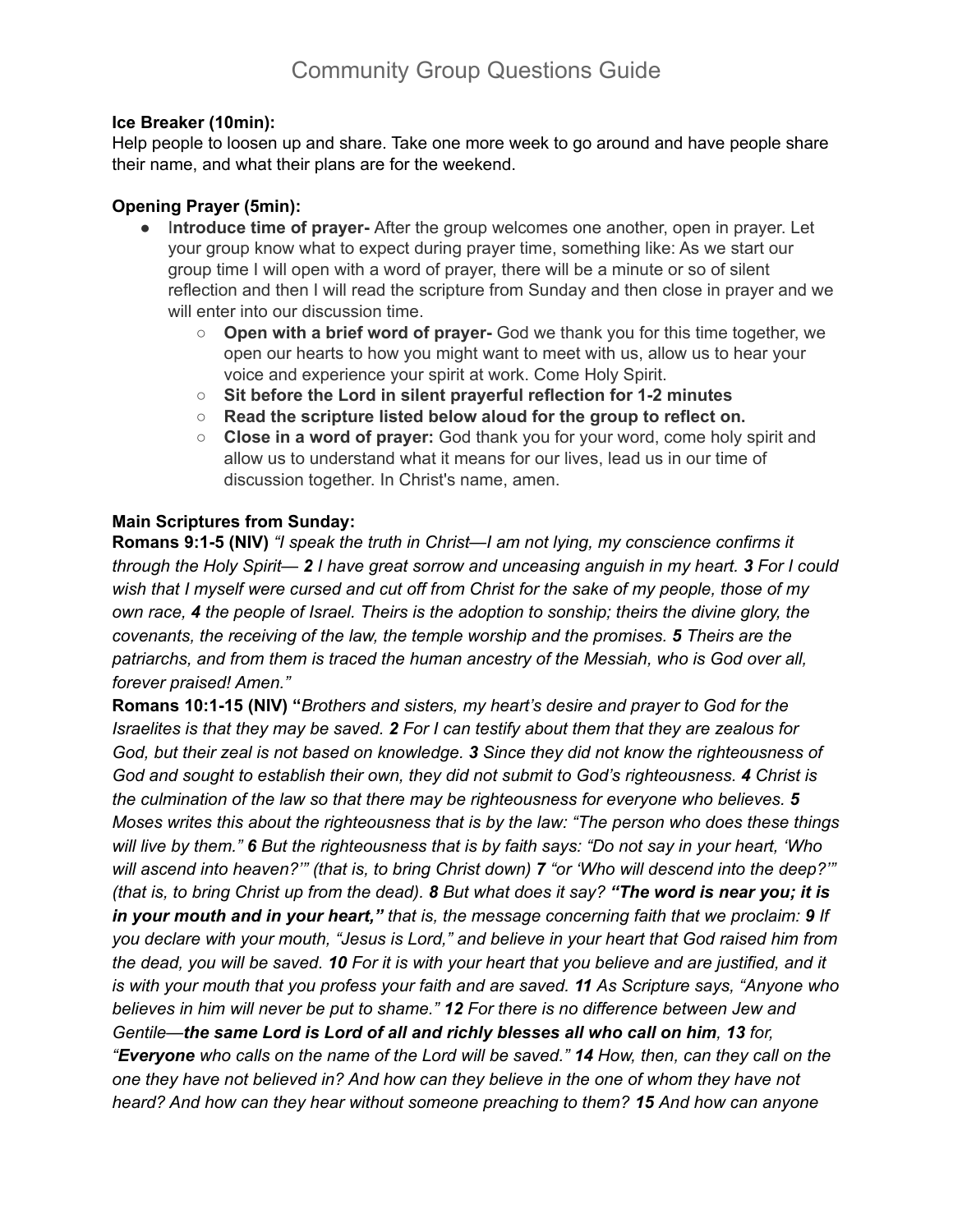# Community Group Questions Guide

**Ice Breaker (10min):**

Help people to loosen up and share. Take one more week to go around and have people share their name, and what their plans are for the weekend.

**Opening Prayer (5min):**

- I**ntroduce time of prayer-** After the group welcomes one another, open in prayer. Let your group know what to expect during prayer time, something like: As we start our group time I will open with a word of prayer, there will be a minute or so of silent reflection and then I will read the scripture from Sunday and then close in prayer and we will enter into our discussion time.
  - **Open with a brief word of prayer-** God we thank you for this time together, we open our hearts to how you might want to meet with us, allow us to hear your voice and experience your spirit at work. Come Holy Spirit.
  - **Sit before the Lord in silent prayerful reflection for 1-2 minutes**
  - **Read the scripture listed below aloud for the group to reflect on.**
  - **Close in a word of prayer:** God thank you for your word, come holy spirit and allow us to understand what it means for our lives, lead us in our time of discussion together. In Christ's name, amen.

**Main Scriptures from Sunday:**

**Romans 9:1-5 (NIV)** *"I speak the truth in Christ—I am not lying, my conscience confirms it through the Holy Spirit— **2** I have great sorrow and unceasing anguish in my heart. **3** For I could wish that I myself were cursed and cut off from Christ for the sake of my people, those of my own race, **4** the people of Israel. Theirs is the adoption to sonship; theirs the divine glory, the covenants, the receiving of the law, the temple worship and the promises. **5** Theirs are the patriarchs, and from them is traced the human ancestry of the Messiah, who is God over all, forever praised! Amen."*

**Romans 10:1-15 (NIV) "***Brothers and sisters, my heart's desire and prayer to God for the Israelites is that they may be saved. **2** For I can testify about them that they are zealous for God, but their zeal is not based on knowledge. **3** Since they did not know the righteousness of God and sought to establish their own, they did not submit to God's righteousness. **4** Christ is the culmination of the law so that there may be righteousness for everyone who believes. **5** Moses writes this about the righteousness that is by the law: "The person who does these things will live by them." **6** But the righteousness that is by faith says: "Do not say in your heart, 'Who will ascend into heaven?'" (that is, to bring Christ down) **7** "or 'Who will descend into the deep?'" (that is, to bring Christ up from the dead). **8** But what does it say? **"The word is near you; it is in your mouth and in your heart,"** that is, the message concerning faith that we proclaim: **9** If you declare with your mouth, "Jesus is Lord," and believe in your heart that God raised him from the dead, you will be saved. **10** For it is with your heart that you believe and are justified, and it is with your mouth that you profess your faith and are saved. **11** As Scripture says, "Anyone who believes in him will never be put to shame." **12** For there is no difference between Jew and Gentile—**the same Lord is Lord of all and richly blesses all who call on him**, **13** for, "**Everyone** who calls on the name of the Lord will be saved." **14** How, then, can they call on the one they have not believed in? And how can they believe in the one of whom they have not heard? And how can they hear without someone preaching to them? **15** And how can anyone*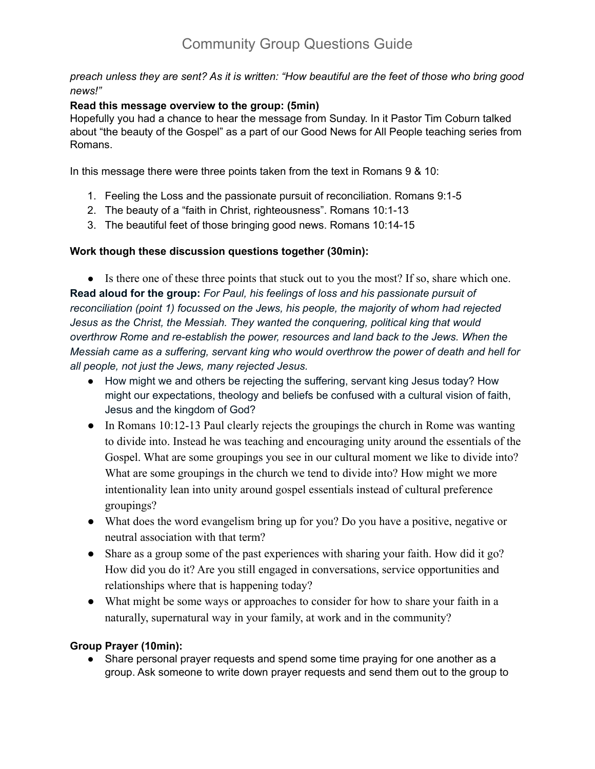*preach unless they are sent? As it is written: "How beautiful are the feet of those who bring good news!"*

**Read this message overview to the group: (5min)**

Hopefully you had a chance to hear the message from Sunday. In it Pastor Tim Coburn talked about "the beauty of the Gospel" as a part of our Good News for All People teaching series from Romans.

In this message there were three points taken from the text in Romans 9 & 10:

1. Feeling the Loss and the passionate pursuit of reconciliation. Romans 9:1-5
2. The beauty of a "faith in Christ, righteousness". Romans 10:1-13
3. The beautiful feet of those bringing good news. Romans 10:14-15

**Work though these discussion questions together (30min):**

- Is there one of these three points that stuck out to you the most? If so, share which one.

**Read aloud for the group:** *For Paul, his feelings of loss and his passionate pursuit of reconciliation (point 1) focussed on the Jews, his people, the majority of whom had rejected Jesus as the Christ, the Messiah. They wanted the conquering, political king that would overthrow Rome and re-establish the power, resources and land back to the Jews. When the Messiah came as a suffering, servant king who would overthrow the power of death and hell for all people, not just the Jews, many rejected Jesus.*

- How might we and others be rejecting the suffering, servant king Jesus today? How might our expectations, theology and beliefs be confused with a cultural vision of faith, Jesus and the kingdom of God?
- In Romans 10:12-13 Paul clearly rejects the groupings the church in Rome was wanting to divide into. Instead he was teaching and encouraging unity around the essentials of the Gospel. What are some groupings you see in our cultural moment we like to divide into? What are some groupings in the church we tend to divide into? How might we more intentionality lean into unity around gospel essentials instead of cultural preference groupings?
- What does the word evangelism bring up for you? Do you have a positive, negative or neutral association with that term?
- Share as a group some of the past experiences with sharing your faith. How did it go? How did you do it? Are you still engaged in conversations, service opportunities and relationships where that is happening today?
- What might be some ways or approaches to consider for how to share your faith in a naturally, supernatural way in your family, at work and in the community?

**Group Prayer (10min):**

- Share personal prayer requests and spend some time praying for one another as a group. Ask someone to write down prayer requests and send them out to the group to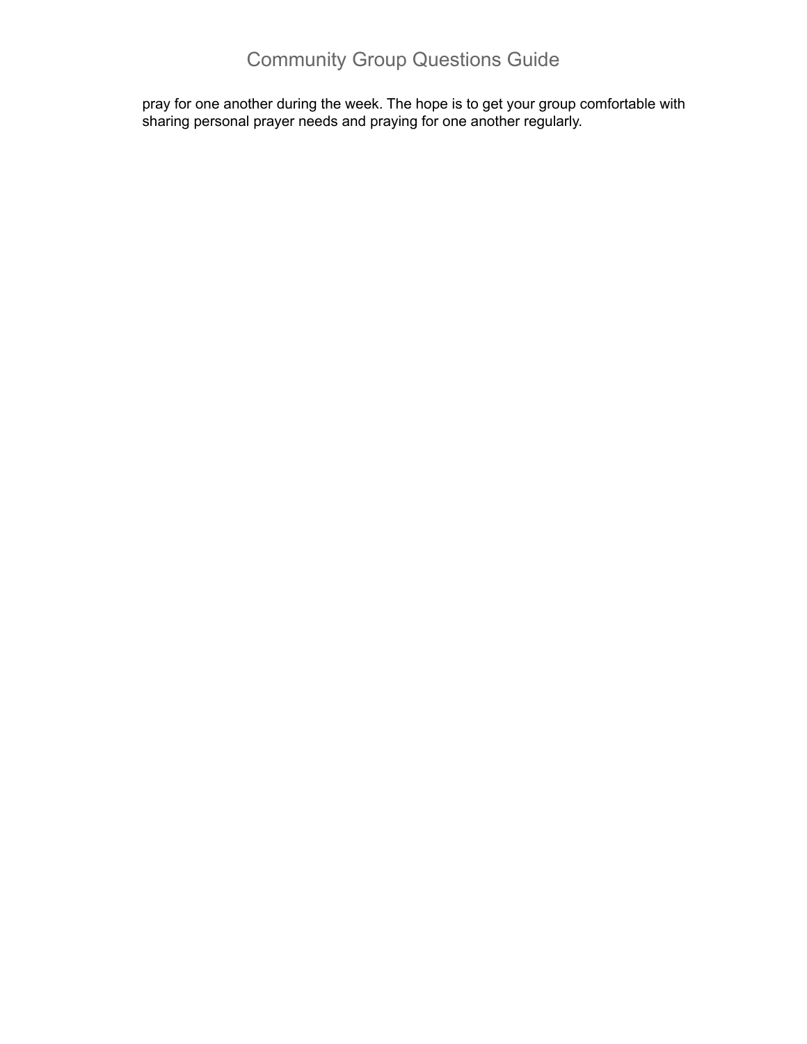pray for one another during the week. The hope is to get your group comfortable with sharing personal prayer needs and praying for one another regularly.